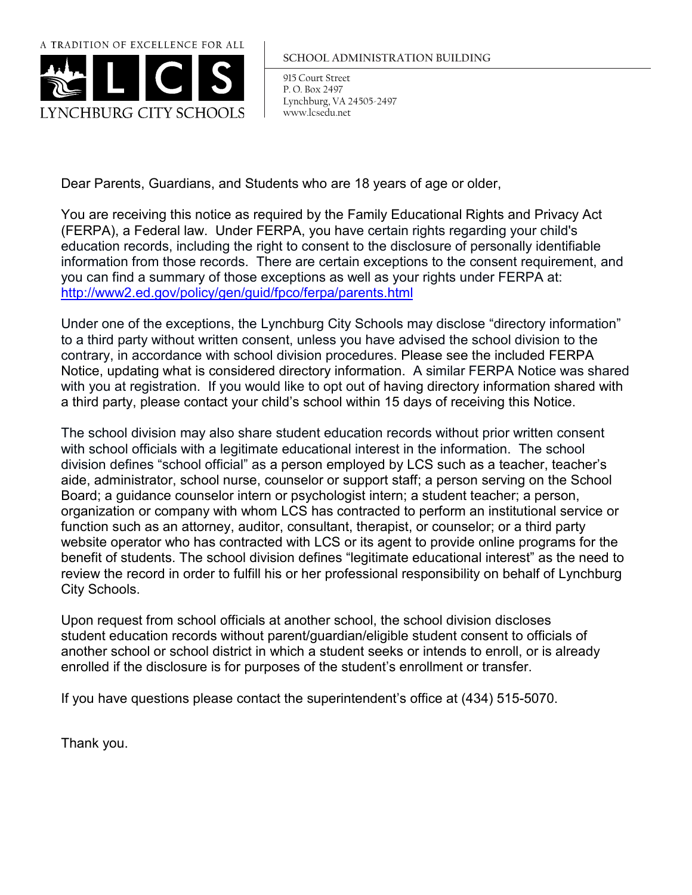A TRADITION OF EXCELLENCE FOR ALL

LCS

LYNCHBURG CITY SCHOOLS

SCHOOL ADMINISTRATION BUILDING

915 Court Street
P. O. Box 2497
Lynchburg, VA 24505-2497
www.lcsedu.net

Dear Parents, Guardians, and Students who are 18 years of age or older,

You are receiving this notice as required by the Family Educational Rights and Privacy Act (FERPA), a Federal law. Under FERPA, you have certain rights regarding your child's education records, including the right to consent to the disclosure of personally identifiable information from those records. There are certain exceptions to the consent requirement, and you can find a summary of those exceptions as well as your rights under FERPA at: http://www2.ed.gov/policy/gen/guid/fpco/ferpa/parents.html

Under one of the exceptions, the Lynchburg City Schools may disclose "directory information" to a third party without written consent, unless you have advised the school division to the contrary, in accordance with school division procedures. Please see the included FERPA Notice, updating what is considered directory information. A similar FERPA Notice was shared with you at registration. If you would like to opt out of having directory information shared with a third party, please contact your child's school within 15 days of receiving this Notice.

The school division may also share student education records without prior written consent with school officials with a legitimate educational interest in the information. The school division defines "school official" as a person employed by LCS such as a teacher, teacher's aide, administrator, school nurse, counselor or support staff; a person serving on the School Board; a guidance counselor intern or psychologist intern; a student teacher; a person, organization or company with whom LCS has contracted to perform an institutional service or function such as an attorney, auditor, consultant, therapist, or counselor; or a third party website operator who has contracted with LCS or its agent to provide online programs for the benefit of students. The school division defines "legitimate educational interest" as the need to review the record in order to fulfill his or her professional responsibility on behalf of Lynchburg City Schools.

Upon request from school officials at another school, the school division discloses student education records without parent/guardian/eligible student consent to officials of another school or school district in which a student seeks or intends to enroll, or is already enrolled if the disclosure is for purposes of the student's enrollment or transfer.

If you have questions please contact the superintendent's office at (434) 515-5070.

Thank you.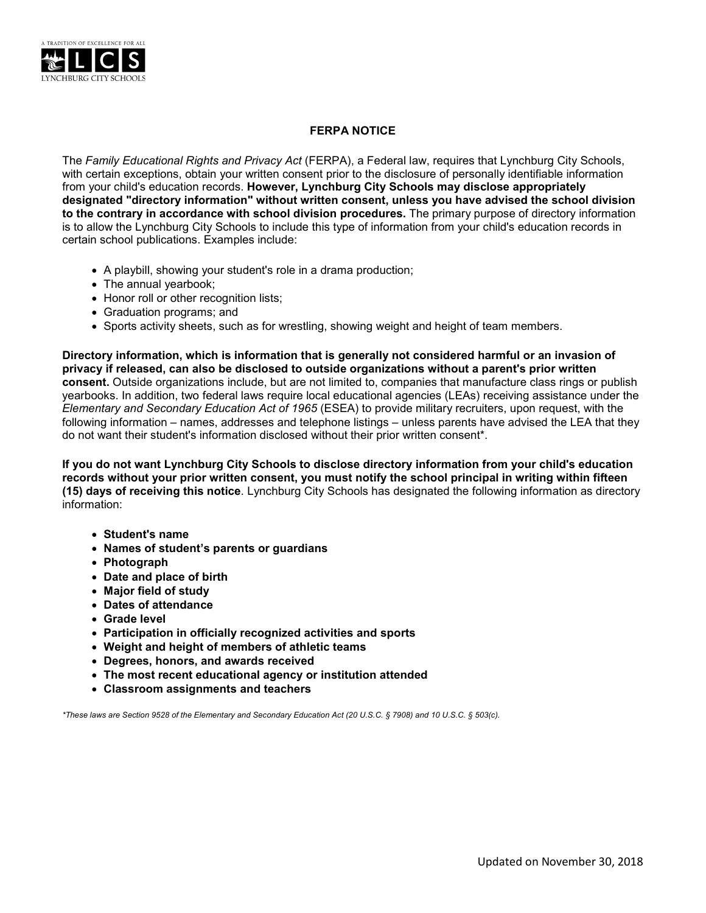# FERPA NOTICE

The *Family Educational Rights and Privacy Act* (FERPA), a Federal law, requires that Lynchburg City Schools, with certain exceptions, obtain your written consent prior to the disclosure of personally identifiable information from your child's education records. **However, Lynchburg City Schools may disclose appropriately designated "directory information" without written consent, unless you have advised the school division to the contrary in accordance with school division procedures.** The primary purpose of directory information is to allow the Lynchburg City Schools to include this type of information from your child's education records in certain school publications. Examples include:

- A playbill, showing your student's role in a drama production;
- The annual yearbook;
- Honor roll or other recognition lists;
- Graduation programs; and
- Sports activity sheets, such as for wrestling, showing weight and height of team members.

**Directory information, which is information that is generally not considered harmful or an invasion of privacy if released, can also be disclosed to outside organizations without a parent's prior written consent.** Outside organizations include, but are not limited to, companies that manufacture class rings or publish yearbooks. In addition, two federal laws require local educational agencies (LEAs) receiving assistance under the *Elementary and Secondary Education Act of 1965* (ESEA) to provide military recruiters, upon request, with the following information – names, addresses and telephone listings – unless parents have advised the LEA that they do not want their student's information disclosed without their prior written consent*.

**If you do not want Lynchburg City Schools to disclose directory information from your child's education records without your prior written consent, you must notify the school principal in writing within fifteen (15) days of receiving this notice**. Lynchburg City Schools has designated the following information as directory information:

- **Student's name**
- **Names of student's parents or guardians**
- **Photograph**
- **Date and place of birth**
- **Major field of study**
- **Dates of attendance**
- **Grade level**
- **Participation in officially recognized activities and sports**
- **Weight and height of members of athletic teams**
- **Degrees, honors, and awards received**
- **The most recent educational agency or institution attended**
- **Classroom assignments and teachers**

*\*These laws are Section 9528 of the Elementary and Secondary Education Act (20 U.S.C. § 7908) and 10 U.S.C. § 503(c).*

Updated on November 30, 2018